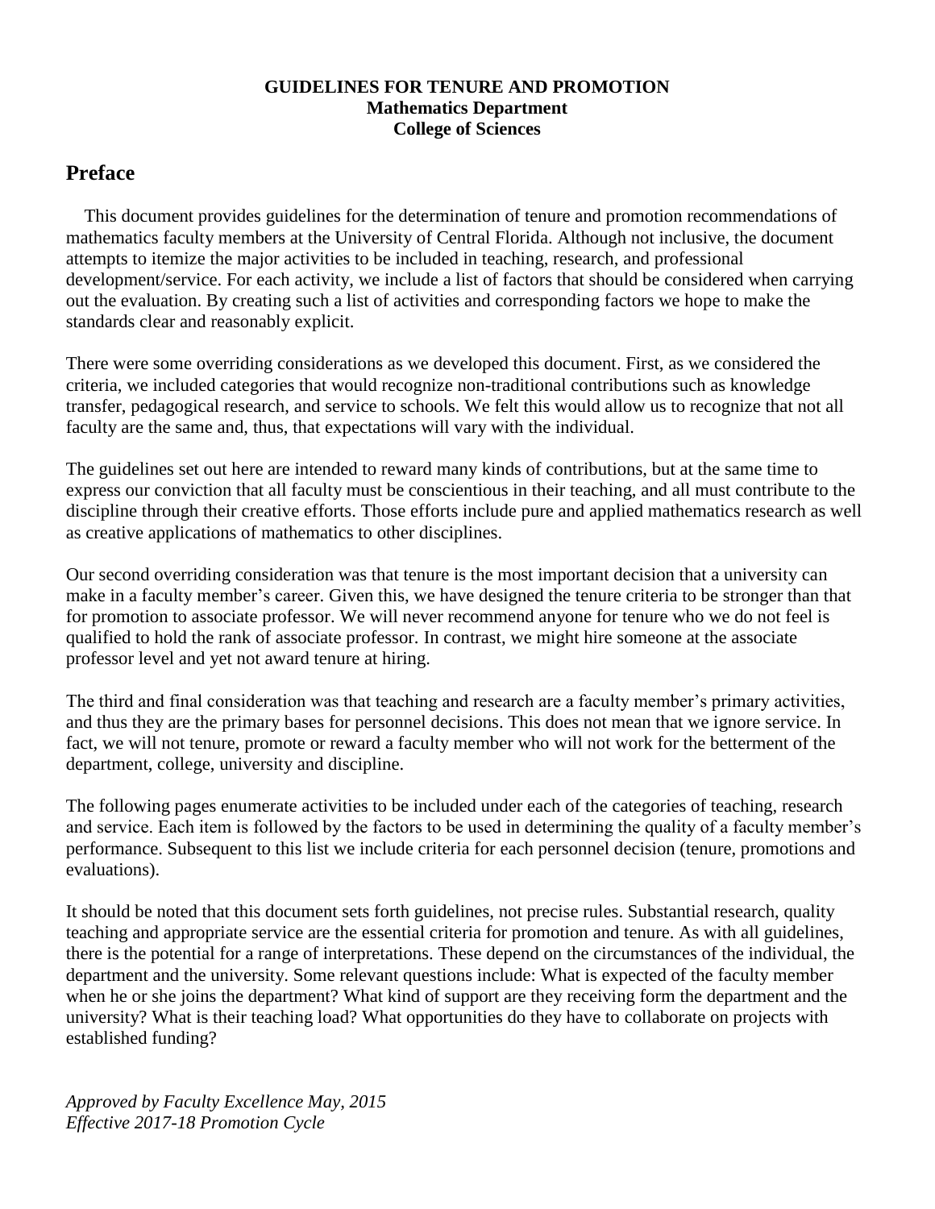**GUIDELINES FOR TENURE AND PROMOTION**
**Mathematics Department**
**College of Sciences**

## Preface

This document provides guidelines for the determination of tenure and promotion recommendations of mathematics faculty members at the University of Central Florida. Although not inclusive, the document attempts to itemize the major activities to be included in teaching, research, and professional development/service. For each activity, we include a list of factors that should be considered when carrying out the evaluation. By creating such a list of activities and corresponding factors we hope to make the standards clear and reasonably explicit.

There were some overriding considerations as we developed this document. First, as we considered the criteria, we included categories that would recognize non-traditional contributions such as knowledge transfer, pedagogical research, and service to schools. We felt this would allow us to recognize that not all faculty are the same and, thus, that expectations will vary with the individual.

The guidelines set out here are intended to reward many kinds of contributions, but at the same time to express our conviction that all faculty must be conscientious in their teaching, and all must contribute to the discipline through their creative efforts. Those efforts include pure and applied mathematics research as well as creative applications of mathematics to other disciplines.

Our second overriding consideration was that tenure is the most important decision that a university can make in a faculty member's career. Given this, we have designed the tenure criteria to be stronger than that for promotion to associate professor. We will never recommend anyone for tenure who we do not feel is qualified to hold the rank of associate professor. In contrast, we might hire someone at the associate professor level and yet not award tenure at hiring.

The third and final consideration was that teaching and research are a faculty member's primary activities, and thus they are the primary bases for personnel decisions. This does not mean that we ignore service. In fact, we will not tenure, promote or reward a faculty member who will not work for the betterment of the department, college, university and discipline.

The following pages enumerate activities to be included under each of the categories of teaching, research and service. Each item is followed by the factors to be used in determining the quality of a faculty member's performance. Subsequent to this list we include criteria for each personnel decision (tenure, promotions and evaluations).

It should be noted that this document sets forth guidelines, not precise rules. Substantial research, quality teaching and appropriate service are the essential criteria for promotion and tenure. As with all guidelines, there is the potential for a range of interpretations. These depend on the circumstances of the individual, the department and the university. Some relevant questions include: What is expected of the faculty member when he or she joins the department? What kind of support are they receiving form the department and the university? What is their teaching load? What opportunities do they have to collaborate on projects with established funding?

*Approved by Faculty Excellence May, 2015*
*Effective 2017-18 Promotion Cycle*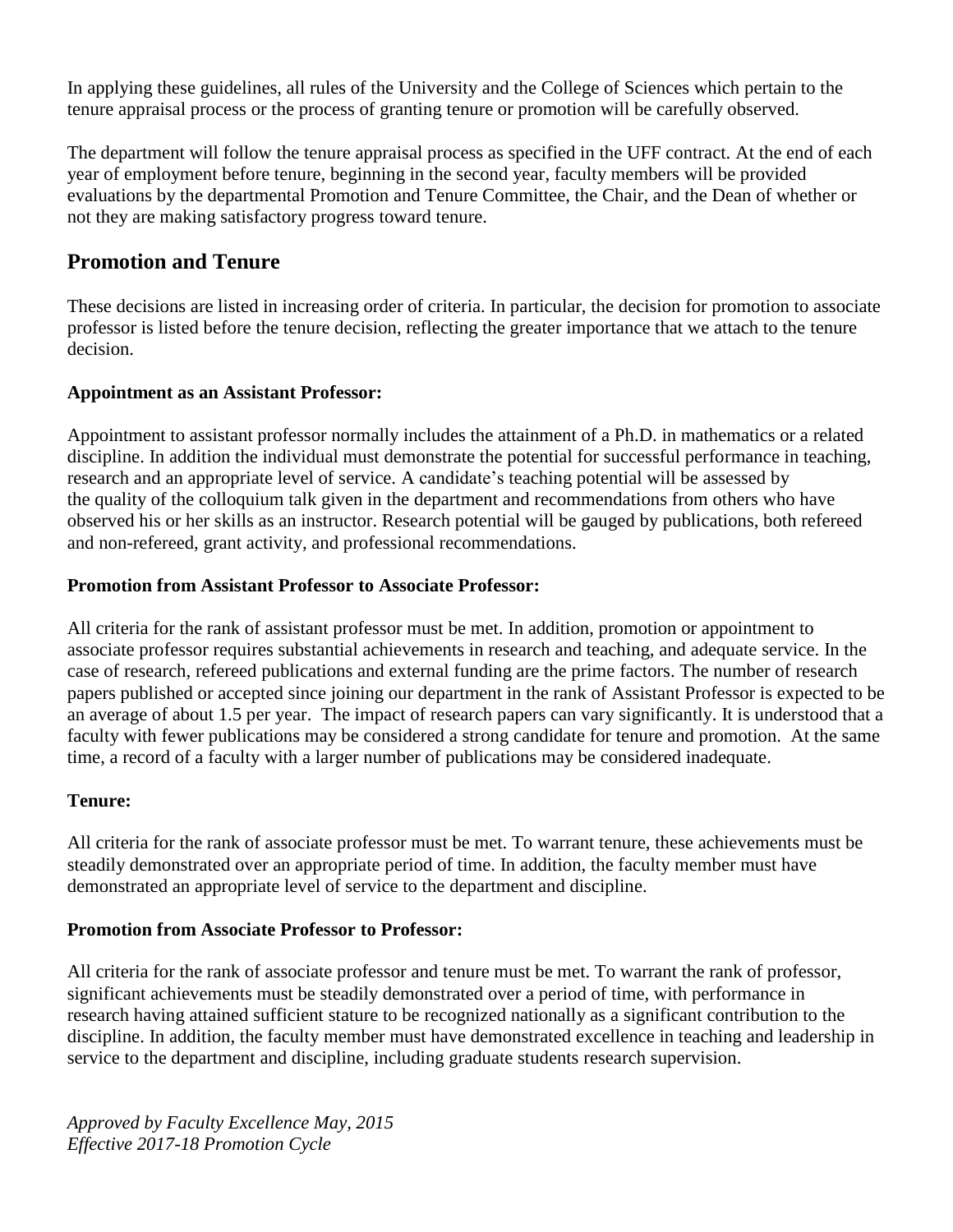In applying these guidelines, all rules of the University and the College of Sciences which pertain to the tenure appraisal process or the process of granting tenure or promotion will be carefully observed.

The department will follow the tenure appraisal process as specified in the UFF contract. At the end of each year of employment before tenure, beginning in the second year, faculty members will be provided evaluations by the departmental Promotion and Tenure Committee, the Chair, and the Dean of whether or not they are making satisfactory progress toward tenure.

## Promotion and Tenure

These decisions are listed in increasing order of criteria. In particular, the decision for promotion to associate professor is listed before the tenure decision, reflecting the greater importance that we attach to the tenure decision.

**Appointment as an Assistant Professor:**

Appointment to assistant professor normally includes the attainment of a Ph.D. in mathematics or a related discipline. In addition the individual must demonstrate the potential for successful performance in teaching, research and an appropriate level of service. A candidate's teaching potential will be assessed by the quality of the colloquium talk given in the department and recommendations from others who have observed his or her skills as an instructor. Research potential will be gauged by publications, both refereed and non-refereed, grant activity, and professional recommendations.

**Promotion from Assistant Professor to Associate Professor:**

All criteria for the rank of assistant professor must be met. In addition, promotion or appointment to associate professor requires substantial achievements in research and teaching, and adequate service. In the case of research, refereed publications and external funding are the prime factors. The number of research papers published or accepted since joining our department in the rank of Assistant Professor is expected to be an average of about 1.5 per year. The impact of research papers can vary significantly. It is understood that a faculty with fewer publications may be considered a strong candidate for tenure and promotion. At the same time, a record of a faculty with a larger number of publications may be considered inadequate.

**Tenure:**

All criteria for the rank of associate professor must be met. To warrant tenure, these achievements must be steadily demonstrated over an appropriate period of time. In addition, the faculty member must have demonstrated an appropriate level of service to the department and discipline.

**Promotion from Associate Professor to Professor:**

All criteria for the rank of associate professor and tenure must be met. To warrant the rank of professor, significant achievements must be steadily demonstrated over a period of time, with performance in research having attained sufficient stature to be recognized nationally as a significant contribution to the discipline. In addition, the faculty member must have demonstrated excellence in teaching and leadership in service to the department and discipline, including graduate students research supervision.

*Approved by Faculty Excellence May, 2015*
*Effective 2017-18 Promotion Cycle*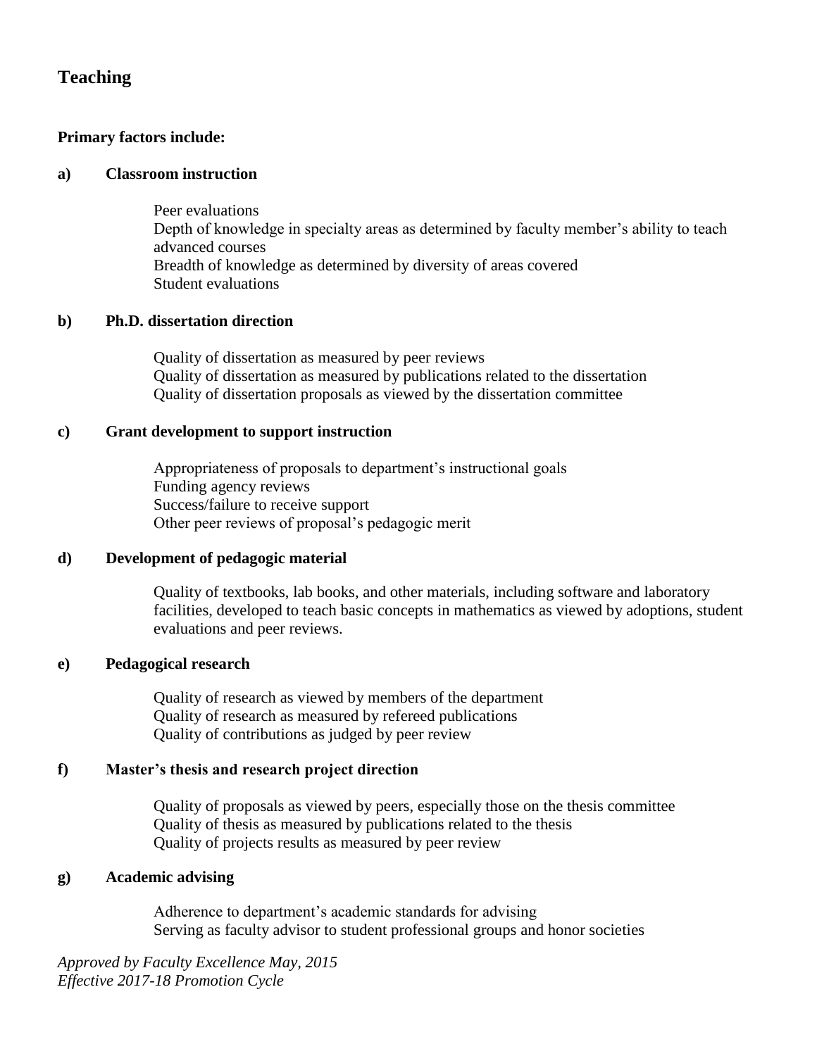## Teaching

**Primary factors include:**

**a) Classroom instruction**

Peer evaluations
Depth of knowledge in specialty areas as determined by faculty member's ability to teach advanced courses
Breadth of knowledge as determined by diversity of areas covered
Student evaluations

**b) Ph.D. dissertation direction**

Quality of dissertation as measured by peer reviews
Quality of dissertation as measured by publications related to the dissertation
Quality of dissertation proposals as viewed by the dissertation committee

**c) Grant development to support instruction**

Appropriateness of proposals to department's instructional goals
Funding agency reviews
Success/failure to receive support
Other peer reviews of proposal's pedagogic merit

**d) Development of pedagogic material**

Quality of textbooks, lab books, and other materials, including software and laboratory facilities, developed to teach basic concepts in mathematics as viewed by adoptions, student evaluations and peer reviews.

**e) Pedagogical research**

Quality of research as viewed by members of the department
Quality of research as measured by refereed publications
Quality of contributions as judged by peer review

**f) Master's thesis and research project direction**

Quality of proposals as viewed by peers, especially those on the thesis committee
Quality of thesis as measured by publications related to the thesis
Quality of projects results as measured by peer review

**g) Academic advising**

Adherence to department's academic standards for advising
Serving as faculty advisor to student professional groups and honor societies

*Approved by Faculty Excellence May, 2015*
*Effective 2017-18 Promotion Cycle*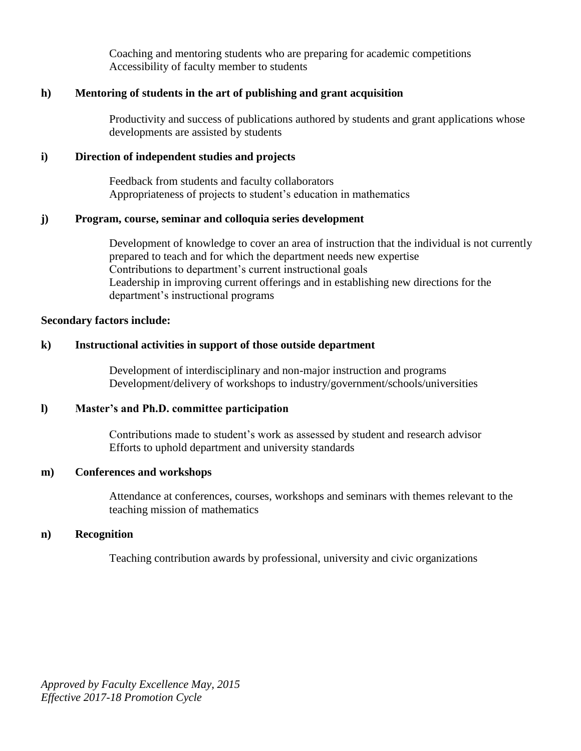Coaching and mentoring students who are preparing for academic competitions
Accessibility of faculty member to students

**h) Mentoring of students in the art of publishing and grant acquisition**

Productivity and success of publications authored by students and grant applications whose developments are assisted by students

**i) Direction of independent studies and projects**

Feedback from students and faculty collaborators
Appropriateness of projects to student's education in mathematics

**j) Program, course, seminar and colloquia series development**

Development of knowledge to cover an area of instruction that the individual is not currently prepared to teach and for which the department needs new expertise
Contributions to department's current instructional goals
Leadership in improving current offerings and in establishing new directions for the department's instructional programs

**Secondary factors include:**

**k) Instructional activities in support of those outside department**

Development of interdisciplinary and non-major instruction and programs
Development/delivery of workshops to industry/government/schools/universities

**l) Master's and Ph.D. committee participation**

Contributions made to student's work as assessed by student and research advisor
Efforts to uphold department and university standards

**m) Conferences and workshops**

Attendance at conferences, courses, workshops and seminars with themes relevant to the teaching mission of mathematics

**n) Recognition**

Teaching contribution awards by professional, university and civic organizations

*Approved by Faculty Excellence May, 2015*
*Effective 2017-18 Promotion Cycle*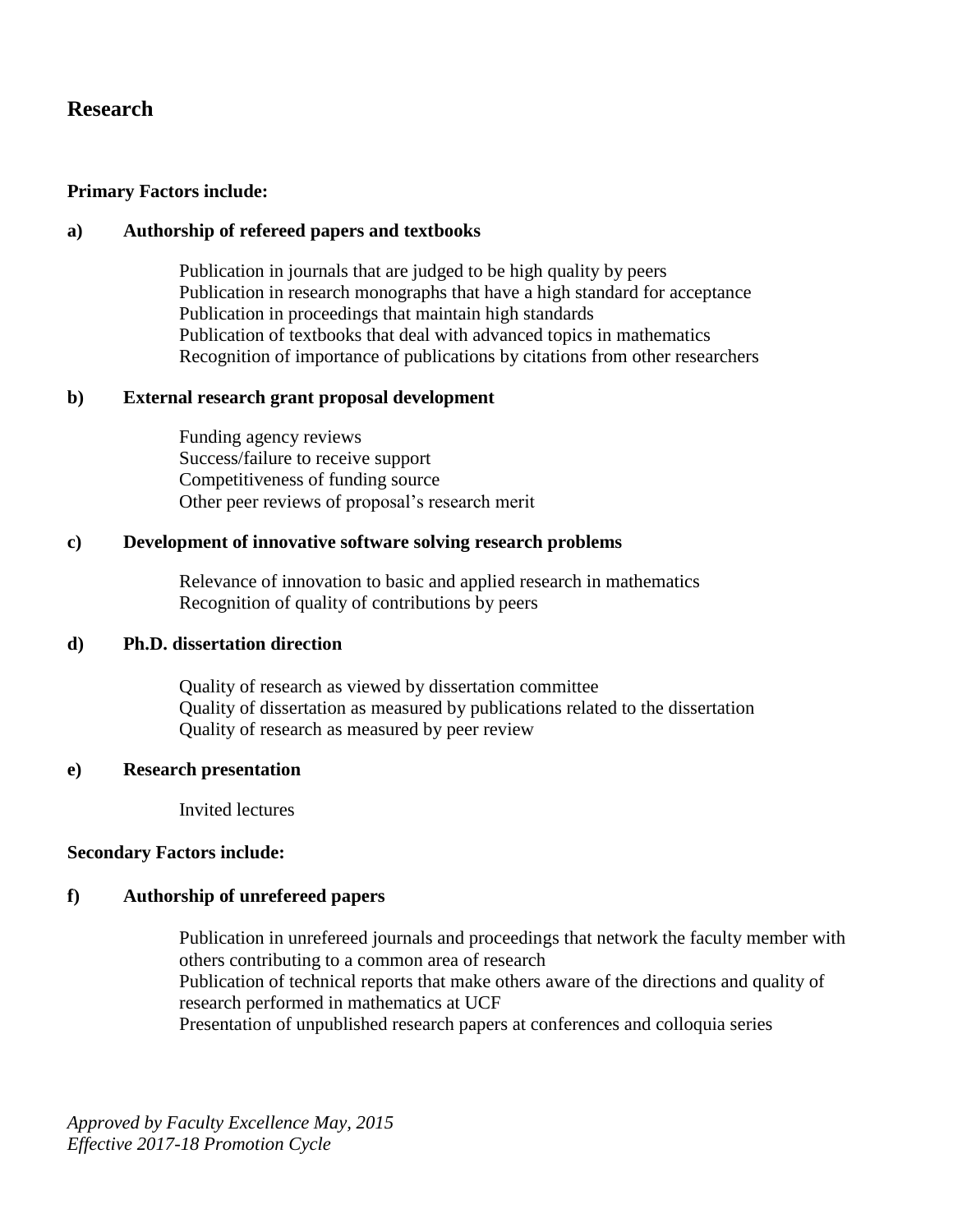## Research

**Primary Factors include:**

**a) Authorship of refereed papers and textbooks**

Publication in journals that are judged to be high quality by peers
Publication in research monographs that have a high standard for acceptance
Publication in proceedings that maintain high standards
Publication of textbooks that deal with advanced topics in mathematics
Recognition of importance of publications by citations from other researchers

**b) External research grant proposal development**

Funding agency reviews
Success/failure to receive support
Competitiveness of funding source
Other peer reviews of proposal's research merit

**c) Development of innovative software solving research problems**

Relevance of innovation to basic and applied research in mathematics
Recognition of quality of contributions by peers

**d) Ph.D. dissertation direction**

Quality of research as viewed by dissertation committee
Quality of dissertation as measured by publications related to the dissertation
Quality of research as measured by peer review

**e) Research presentation**

Invited lectures

**Secondary Factors include:**

**f) Authorship of unrefereed papers**

Publication in unrefereed journals and proceedings that network the faculty member with others contributing to a common area of research
Publication of technical reports that make others aware of the directions and quality of research performed in mathematics at UCF
Presentation of unpublished research papers at conferences and colloquia series

*Approved by Faculty Excellence May, 2015*
*Effective 2017-18 Promotion Cycle*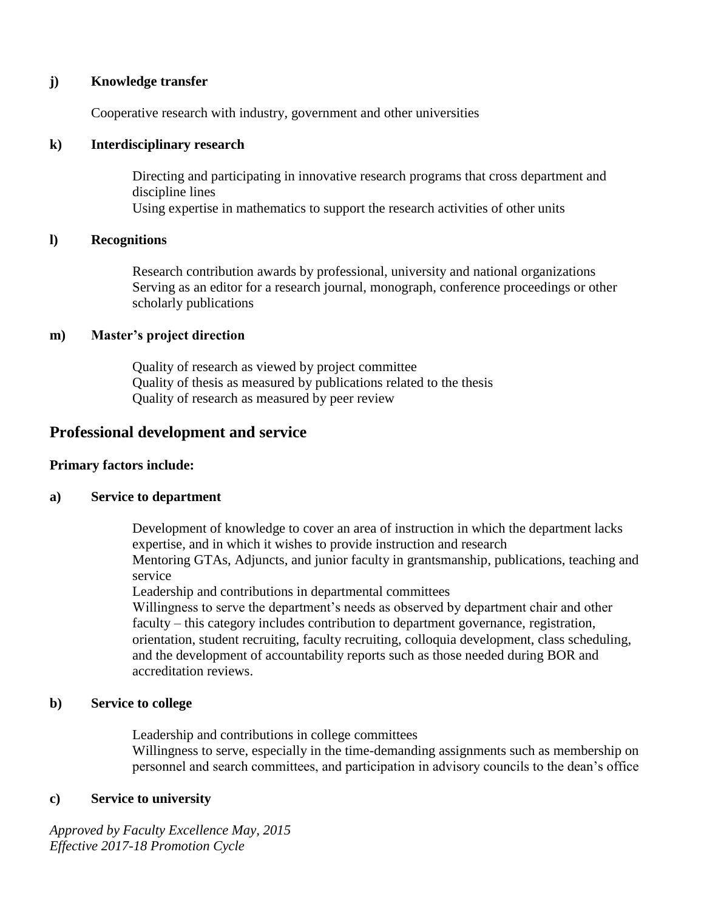**j) Knowledge transfer**

Cooperative research with industry, government and other universities

**k) Interdisciplinary research**

Directing and participating in innovative research programs that cross department and discipline lines
Using expertise in mathematics to support the research activities of other units

**l) Recognitions**

Research contribution awards by professional, university and national organizations
Serving as an editor for a research journal, monograph, conference proceedings or other scholarly publications

**m) Master's project direction**

Quality of research as viewed by project committee
Quality of thesis as measured by publications related to the thesis
Quality of research as measured by peer review

## Professional development and service

**Primary factors include:**

**a) Service to department**

Development of knowledge to cover an area of instruction in which the department lacks expertise, and in which it wishes to provide instruction and research
Mentoring GTAs, Adjuncts, and junior faculty in grantsmanship, publications, teaching and service
Leadership and contributions in departmental committees
Willingness to serve the department's needs as observed by department chair and other faculty – this category includes contribution to department governance, registration, orientation, student recruiting, faculty recruiting, colloquia development, class scheduling, and the development of accountability reports such as those needed during BOR and accreditation reviews.

**b) Service to college**

Leadership and contributions in college committees
Willingness to serve, especially in the time-demanding assignments such as membership on personnel and search committees, and participation in advisory councils to the dean's office

**c) Service to university**

*Approved by Faculty Excellence May, 2015*
*Effective 2017-18 Promotion Cycle*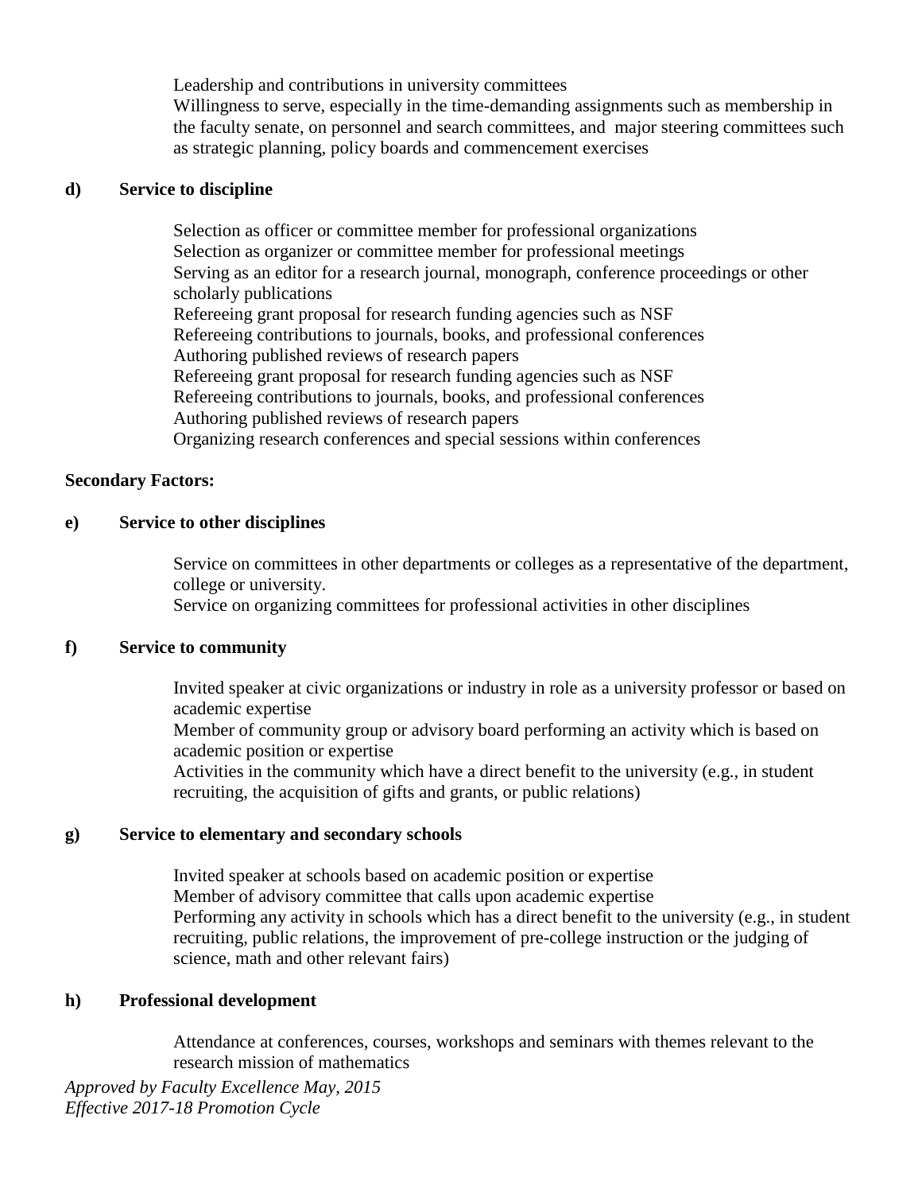Leadership and contributions in university committees
Willingness to serve, especially in the time-demanding assignments such as membership in the faculty senate, on personnel and search committees, and major steering committees such as strategic planning, policy boards and commencement exercises

**d) Service to discipline**

Selection as officer or committee member for professional organizations
Selection as organizer or committee member for professional meetings
Serving as an editor for a research journal, monograph, conference proceedings or other scholarly publications
Refereeing grant proposal for research funding agencies such as NSF
Refereeing contributions to journals, books, and professional conferences
Authoring published reviews of research papers
Refereeing grant proposal for research funding agencies such as NSF
Refereeing contributions to journals, books, and professional conferences
Authoring published reviews of research papers
Organizing research conferences and special sessions within conferences

**Secondary Factors:**

**e) Service to other disciplines**

Service on committees in other departments or colleges as a representative of the department, college or university.
Service on organizing committees for professional activities in other disciplines

**f) Service to community**

Invited speaker at civic organizations or industry in role as a university professor or based on academic expertise
Member of community group or advisory board performing an activity which is based on academic position or expertise
Activities in the community which have a direct benefit to the university (e.g., in student recruiting, the acquisition of gifts and grants, or public relations)

**g) Service to elementary and secondary schools**

Invited speaker at schools based on academic position or expertise
Member of advisory committee that calls upon academic expertise
Performing any activity in schools which has a direct benefit to the university (e.g., in student recruiting, public relations, the improvement of pre-college instruction or the judging of science, math and other relevant fairs)

**h) Professional development**

Attendance at conferences, courses, workshops and seminars with themes relevant to the research mission of mathematics

*Approved by Faculty Excellence May, 2015*
*Effective 2017-18 Promotion Cycle*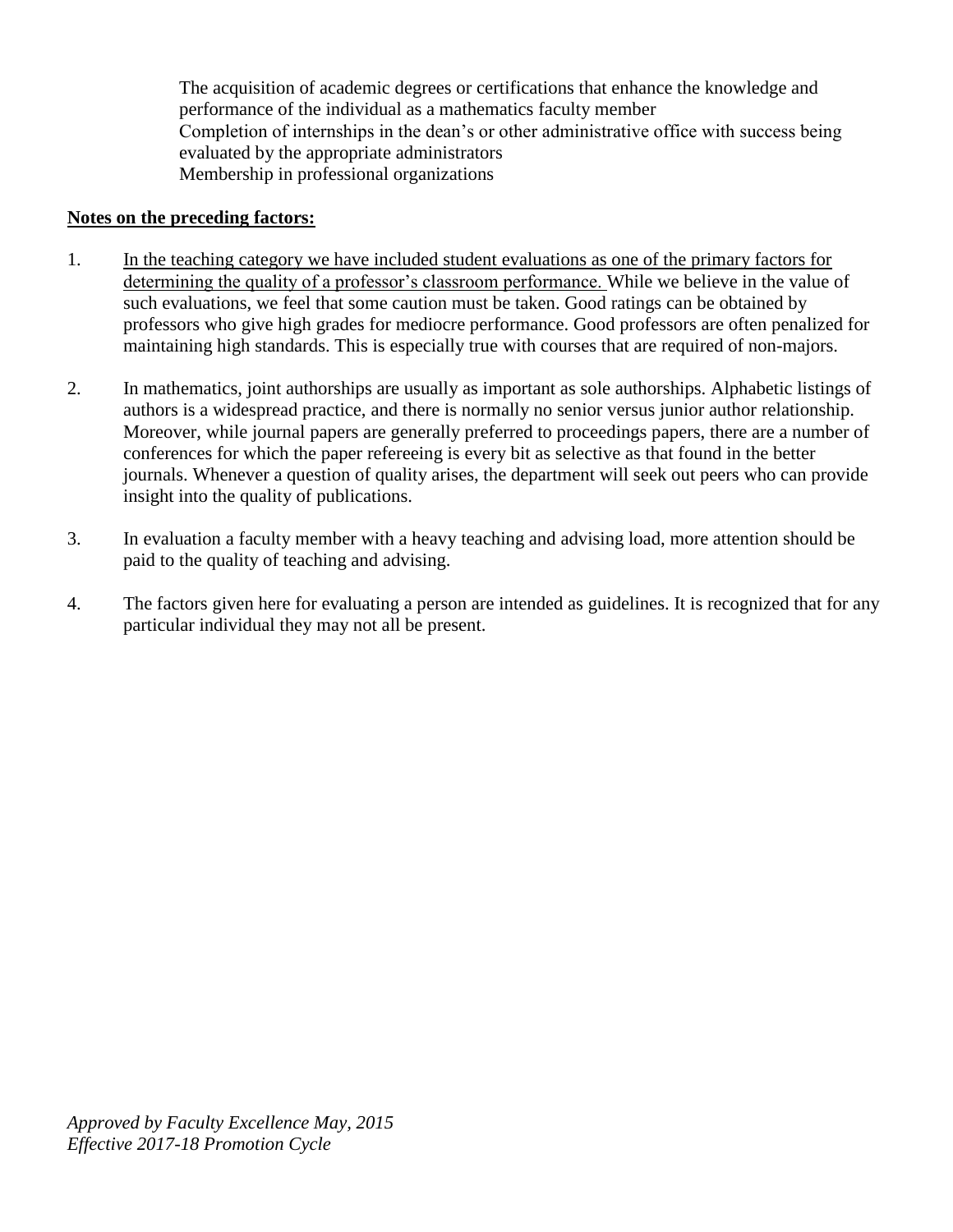The acquisition of academic degrees or certifications that enhance the knowledge and performance of the individual as a mathematics faculty member
Completion of internships in the dean's or other administrative office with success being evaluated by the appropriate administrators
Membership in professional organizations

**Notes on the preceding factors:**

1. In the teaching category we have included student evaluations as one of the primary factors for determining the quality of a professor's classroom performance. While we believe in the value of such evaluations, we feel that some caution must be taken. Good ratings can be obtained by professors who give high grades for mediocre performance. Good professors are often penalized for maintaining high standards. This is especially true with courses that are required of non-majors.

2. In mathematics, joint authorships are usually as important as sole authorships. Alphabetic listings of authors is a widespread practice, and there is normally no senior versus junior author relationship. Moreover, while journal papers are generally preferred to proceedings papers, there are a number of conferences for which the paper refereeing is every bit as selective as that found in the better journals. Whenever a question of quality arises, the department will seek out peers who can provide insight into the quality of publications.

3. In evaluation a faculty member with a heavy teaching and advising load, more attention should be paid to the quality of teaching and advising.

4. The factors given here for evaluating a person are intended as guidelines. It is recognized that for any particular individual they may not all be present.

*Approved by Faculty Excellence May, 2015*
*Effective 2017-18 Promotion Cycle*